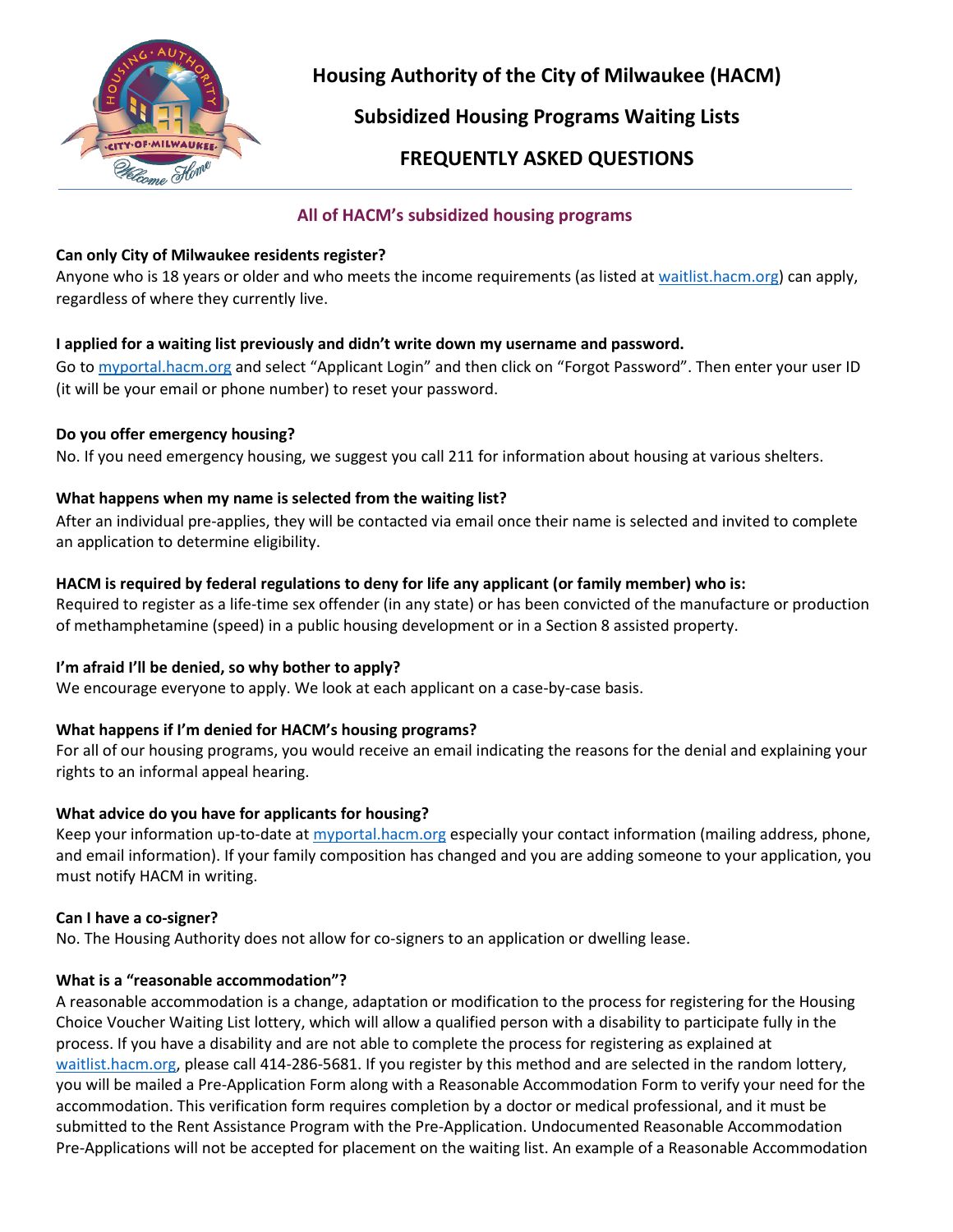# Housing Authority of the City of Milwaukee (HACM)

## Subsidized Housing Programs Waiting Lists

## FREQUENTLY ASKED QUESTIONS

### All of HACM's subsidized housing programs

**Can only City of Milwaukee residents register?**
Anyone who is 18 years or older and who meets the income requirements (as listed at waitlist.hacm.org) can apply, regardless of where they currently live.

**I applied for a waiting list previously and didn't write down my username and password.**
Go to myportal.hacm.org and select "Applicant Login" and then click on "Forgot Password". Then enter your user ID (it will be your email or phone number) to reset your password.

**Do you offer emergency housing?**
No. If you need emergency housing, we suggest you call 211 for information about housing at various shelters.

**What happens when my name is selected from the waiting list?**
After an individual pre-applies, they will be contacted via email once their name is selected and invited to complete an application to determine eligibility.

**HACM is required by federal regulations to deny for life any applicant (or family member) who is:**
Required to register as a life-time sex offender (in any state) or has been convicted of the manufacture or production of methamphetamine (speed) in a public housing development or in a Section 8 assisted property.

**I'm afraid I'll be denied, so why bother to apply?**
We encourage everyone to apply. We look at each applicant on a case-by-case basis.

**What happens if I'm denied for HACM's housing programs?**
For all of our housing programs, you would receive an email indicating the reasons for the denial and explaining your rights to an informal appeal hearing.

**What advice do you have for applicants for housing?**
Keep your information up-to-date at myportal.hacm.org especially your contact information (mailing address, phone, and email information). If your family composition has changed and you are adding someone to your application, you must notify HACM in writing.

**Can I have a co-signer?**
No. The Housing Authority does not allow for co-signers to an application or dwelling lease.

**What is a "reasonable accommodation"?**
A reasonable accommodation is a change, adaptation or modification to the process for registering for the Housing Choice Voucher Waiting List lottery, which will allow a qualified person with a disability to participate fully in the process. If you have a disability and are not able to complete the process for registering as explained at waitlist.hacm.org, please call 414-286-5681. If you register by this method and are selected in the random lottery, you will be mailed a Pre-Application Form along with a Reasonable Accommodation Form to verify your need for the accommodation. This verification form requires completion by a doctor or medical professional, and it must be submitted to the Rent Assistance Program with the Pre-Application. Undocumented Reasonable Accommodation Pre-Applications will not be accepted for placement on the waiting list. An example of a Reasonable Accommodation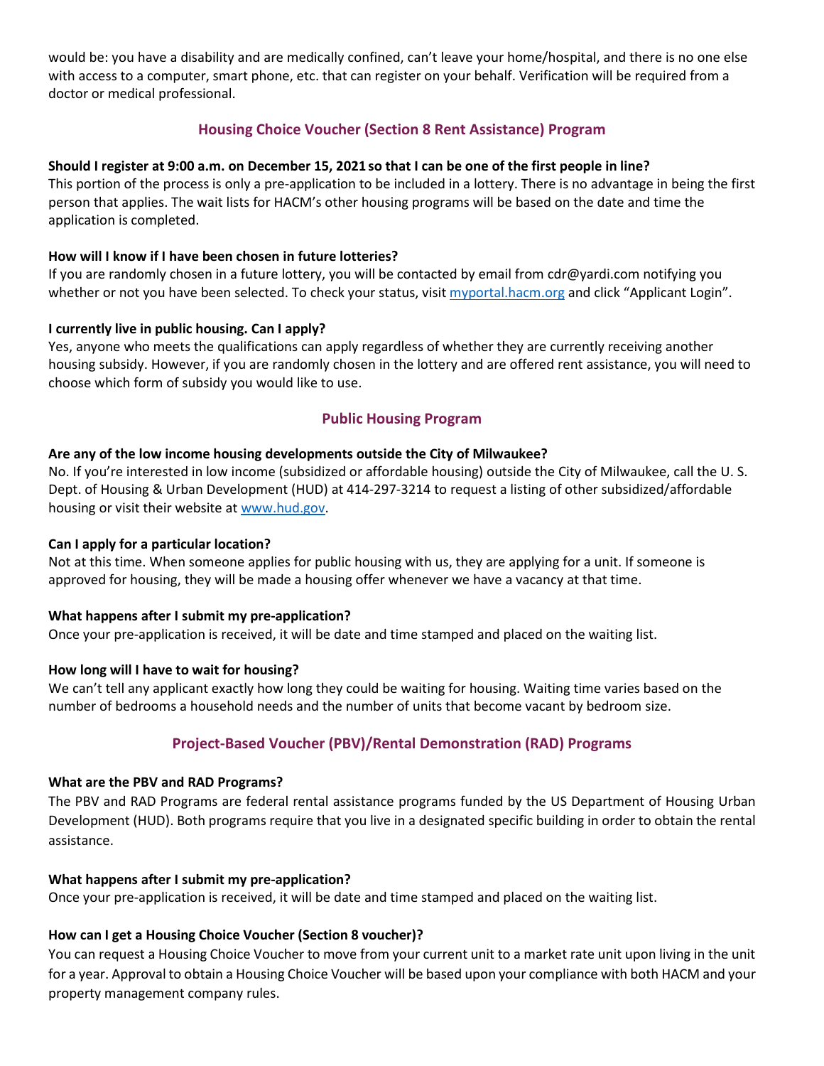would be: you have a disability and are medically confined, can't leave your home/hospital, and there is no one else with access to a computer, smart phone, etc. that can register on your behalf. Verification will be required from a doctor or medical professional.

## Housing Choice Voucher (Section 8 Rent Assistance) Program

**Should I register at 9:00 a.m. on December 15, 2021 so that I can be one of the first people in line?**
This portion of the process is only a pre-application to be included in a lottery. There is no advantage in being the first person that applies. The wait lists for HACM's other housing programs will be based on the date and time the application is completed.

**How will I know if I have been chosen in future lotteries?**
If you are randomly chosen in a future lottery, you will be contacted by email from cdr@yardi.com notifying you whether or not you have been selected. To check your status, visit [myportal.hacm.org](myportal.hacm.org) and click "Applicant Login".

**I currently live in public housing. Can I apply?**
Yes, anyone who meets the qualifications can apply regardless of whether they are currently receiving another housing subsidy. However, if you are randomly chosen in the lottery and are offered rent assistance, you will need to choose which form of subsidy you would like to use.

## Public Housing Program

**Are any of the low income housing developments outside the City of Milwaukee?**
No. If you're interested in low income (subsidized or affordable housing) outside the City of Milwaukee, call the U. S. Dept. of Housing & Urban Development (HUD) at 414-297-3214 to request a listing of other subsidized/affordable housing or visit their website at [www.hud.gov](www.hud.gov).

**Can I apply for a particular location?**
Not at this time. When someone applies for public housing with us, they are applying for a unit. If someone is approved for housing, they will be made a housing offer whenever we have a vacancy at that time.

**What happens after I submit my pre-application?**
Once your pre-application is received, it will be date and time stamped and placed on the waiting list.

**How long will I have to wait for housing?**
We can't tell any applicant exactly how long they could be waiting for housing. Waiting time varies based on the number of bedrooms a household needs and the number of units that become vacant by bedroom size.

## Project-Based Voucher (PBV)/Rental Demonstration (RAD) Programs

**What are the PBV and RAD Programs?**
The PBV and RAD Programs are federal rental assistance programs funded by the US Department of Housing Urban Development (HUD). Both programs require that you live in a designated specific building in order to obtain the rental assistance.

**What happens after I submit my pre-application?**
Once your pre-application is received, it will be date and time stamped and placed on the waiting list.

**How can I get a Housing Choice Voucher (Section 8 voucher)?**
You can request a Housing Choice Voucher to move from your current unit to a market rate unit upon living in the unit for a year. Approval to obtain a Housing Choice Voucher will be based upon your compliance with both HACM and your property management company rules.